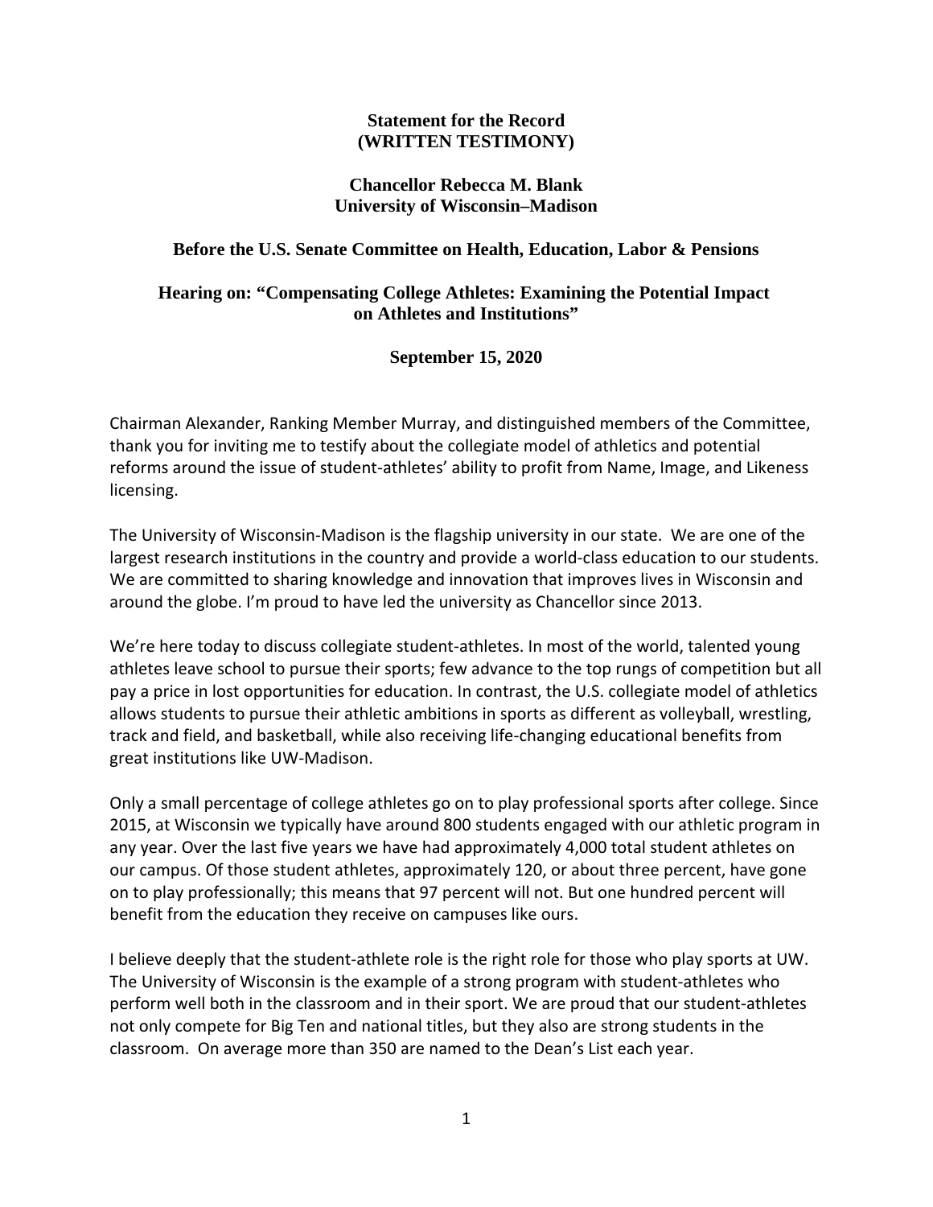**Statement for the Record**
**(WRITTEN TESTIMONY)**

**Chancellor Rebecca M. Blank**
**University of Wisconsin–Madison**

**Before the U.S. Senate Committee on Health, Education, Labor & Pensions**

**Hearing on: "Compensating College Athletes: Examining the Potential Impact on Athletes and Institutions"**

**September 15, 2020**

Chairman Alexander, Ranking Member Murray, and distinguished members of the Committee, thank you for inviting me to testify about the collegiate model of athletics and potential reforms around the issue of student-athletes' ability to profit from Name, Image, and Likeness licensing.

The University of Wisconsin-Madison is the flagship university in our state. We are one of the largest research institutions in the country and provide a world-class education to our students. We are committed to sharing knowledge and innovation that improves lives in Wisconsin and around the globe. I'm proud to have led the university as Chancellor since 2013.

We're here today to discuss collegiate student-athletes. In most of the world, talented young athletes leave school to pursue their sports; few advance to the top rungs of competition but all pay a price in lost opportunities for education. In contrast, the U.S. collegiate model of athletics allows students to pursue their athletic ambitions in sports as different as volleyball, wrestling, track and field, and basketball, while also receiving life-changing educational benefits from great institutions like UW-Madison.

Only a small percentage of college athletes go on to play professional sports after college. Since 2015, at Wisconsin we typically have around 800 students engaged with our athletic program in any year. Over the last five years we have had approximately 4,000 total student athletes on our campus. Of those student athletes, approximately 120, or about three percent, have gone on to play professionally; this means that 97 percent will not. But one hundred percent will benefit from the education they receive on campuses like ours.

I believe deeply that the student-athlete role is the right role for those who play sports at UW. The University of Wisconsin is the example of a strong program with student-athletes who perform well both in the classroom and in their sport. We are proud that our student-athletes not only compete for Big Ten and national titles, but they also are strong students in the classroom. On average more than 350 are named to the Dean's List each year.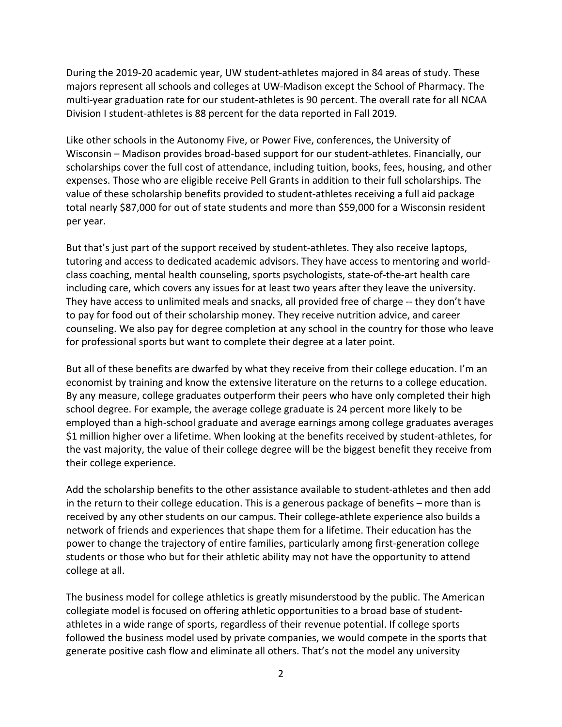During the 2019-20 academic year, UW student-athletes majored in 84 areas of study. These majors represent all schools and colleges at UW-Madison except the School of Pharmacy. The multi-year graduation rate for our student-athletes is 90 percent. The overall rate for all NCAA Division I student-athletes is 88 percent for the data reported in Fall 2019.

Like other schools in the Autonomy Five, or Power Five, conferences, the University of Wisconsin – Madison provides broad-based support for our student-athletes. Financially, our scholarships cover the full cost of attendance, including tuition, books, fees, housing, and other expenses. Those who are eligible receive Pell Grants in addition to their full scholarships. The value of these scholarship benefits provided to student-athletes receiving a full aid package total nearly $87,000 for out of state students and more than $59,000 for a Wisconsin resident per year.

But that's just part of the support received by student-athletes. They also receive laptops, tutoring and access to dedicated academic advisors. They have access to mentoring and world-class coaching, mental health counseling, sports psychologists, state-of-the-art health care including care, which covers any issues for at least two years after they leave the university. They have access to unlimited meals and snacks, all provided free of charge -- they don't have to pay for food out of their scholarship money. They receive nutrition advice, and career counseling. We also pay for degree completion at any school in the country for those who leave for professional sports but want to complete their degree at a later point.

But all of these benefits are dwarfed by what they receive from their college education. I'm an economist by training and know the extensive literature on the returns to a college education. By any measure, college graduates outperform their peers who have only completed their high school degree. For example, the average college graduate is 24 percent more likely to be employed than a high-school graduate and average earnings among college graduates averages $1 million higher over a lifetime. When looking at the benefits received by student-athletes, for the vast majority, the value of their college degree will be the biggest benefit they receive from their college experience.

Add the scholarship benefits to the other assistance available to student-athletes and then add in the return to their college education. This is a generous package of benefits – more than is received by any other students on our campus. Their college-athlete experience also builds a network of friends and experiences that shape them for a lifetime. Their education has the power to change the trajectory of entire families, particularly among first-generation college students or those who but for their athletic ability may not have the opportunity to attend college at all.

The business model for college athletics is greatly misunderstood by the public. The American collegiate model is focused on offering athletic opportunities to a broad base of student-athletes in a wide range of sports, regardless of their revenue potential. If college sports followed the business model used by private companies, we would compete in the sports that generate positive cash flow and eliminate all others. That's not the model any university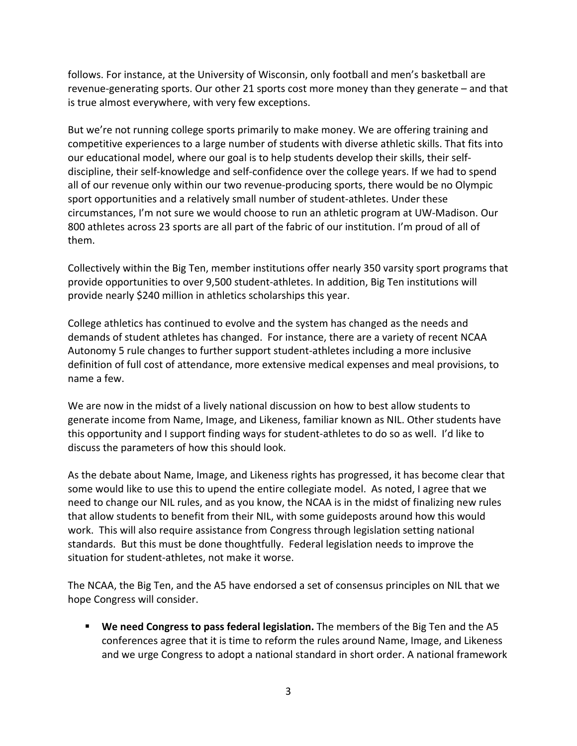follows. For instance, at the University of Wisconsin, only football and men's basketball are revenue-generating sports. Our other 21 sports cost more money than they generate – and that is true almost everywhere, with very few exceptions.

But we're not running college sports primarily to make money. We are offering training and competitive experiences to a large number of students with diverse athletic skills. That fits into our educational model, where our goal is to help students develop their skills, their self-discipline, their self-knowledge and self-confidence over the college years. If we had to spend all of our revenue only within our two revenue-producing sports, there would be no Olympic sport opportunities and a relatively small number of student-athletes. Under these circumstances, I'm not sure we would choose to run an athletic program at UW-Madison. Our 800 athletes across 23 sports are all part of the fabric of our institution. I'm proud of all of them.

Collectively within the Big Ten, member institutions offer nearly 350 varsity sport programs that provide opportunities to over 9,500 student-athletes. In addition, Big Ten institutions will provide nearly $240 million in athletics scholarships this year.

College athletics has continued to evolve and the system has changed as the needs and demands of student athletes has changed. For instance, there are a variety of recent NCAA Autonomy 5 rule changes to further support student-athletes including a more inclusive definition of full cost of attendance, more extensive medical expenses and meal provisions, to name a few.

We are now in the midst of a lively national discussion on how to best allow students to generate income from Name, Image, and Likeness, familiar known as NIL. Other students have this opportunity and I support finding ways for student-athletes to do so as well. I'd like to discuss the parameters of how this should look.

As the debate about Name, Image, and Likeness rights has progressed, it has become clear that some would like to use this to upend the entire collegiate model. As noted, I agree that we need to change our NIL rules, and as you know, the NCAA is in the midst of finalizing new rules that allow students to benefit from their NIL, with some guideposts around how this would work. This will also require assistance from Congress through legislation setting national standards. But this must be done thoughtfully. Federal legislation needs to improve the situation for student-athletes, not make it worse.

The NCAA, the Big Ten, and the A5 have endorsed a set of consensus principles on NIL that we hope Congress will consider.

- **We need Congress to pass federal legislation.** The members of the Big Ten and the A5 conferences agree that it is time to reform the rules around Name, Image, and Likeness and we urge Congress to adopt a national standard in short order. A national framework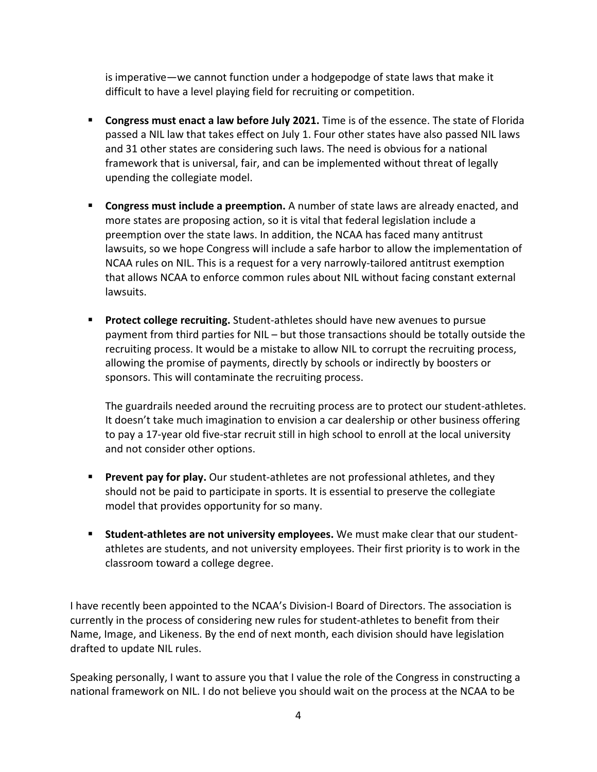is imperative—we cannot function under a hodgepodge of state laws that make it difficult to have a level playing field for recruiting or competition.

- **Congress must enact a law before July 2021.** Time is of the essence. The state of Florida passed a NIL law that takes effect on July 1. Four other states have also passed NIL laws and 31 other states are considering such laws. The need is obvious for a national framework that is universal, fair, and can be implemented without threat of legally upending the collegiate model.

- **Congress must include a preemption.** A number of state laws are already enacted, and more states are proposing action, so it is vital that federal legislation include a preemption over the state laws. In addition, the NCAA has faced many antitrust lawsuits, so we hope Congress will include a safe harbor to allow the implementation of NCAA rules on NIL. This is a request for a very narrowly-tailored antitrust exemption that allows NCAA to enforce common rules about NIL without facing constant external lawsuits.

- **Protect college recruiting.** Student-athletes should have new avenues to pursue payment from third parties for NIL – but those transactions should be totally outside the recruiting process. It would be a mistake to allow NIL to corrupt the recruiting process, allowing the promise of payments, directly by schools or indirectly by boosters or sponsors. This will contaminate the recruiting process.

  The guardrails needed around the recruiting process are to protect our student-athletes. It doesn't take much imagination to envision a car dealership or other business offering to pay a 17-year old five-star recruit still in high school to enroll at the local university and not consider other options.

- **Prevent pay for play.** Our student-athletes are not professional athletes, and they should not be paid to participate in sports. It is essential to preserve the collegiate model that provides opportunity for so many.

- **Student-athletes are not university employees.** We must make clear that our student-athletes are students, and not university employees. Their first priority is to work in the classroom toward a college degree.

I have recently been appointed to the NCAA's Division-I Board of Directors. The association is currently in the process of considering new rules for student-athletes to benefit from their Name, Image, and Likeness. By the end of next month, each division should have legislation drafted to update NIL rules.

Speaking personally, I want to assure you that I value the role of the Congress in constructing a national framework on NIL. I do not believe you should wait on the process at the NCAA to be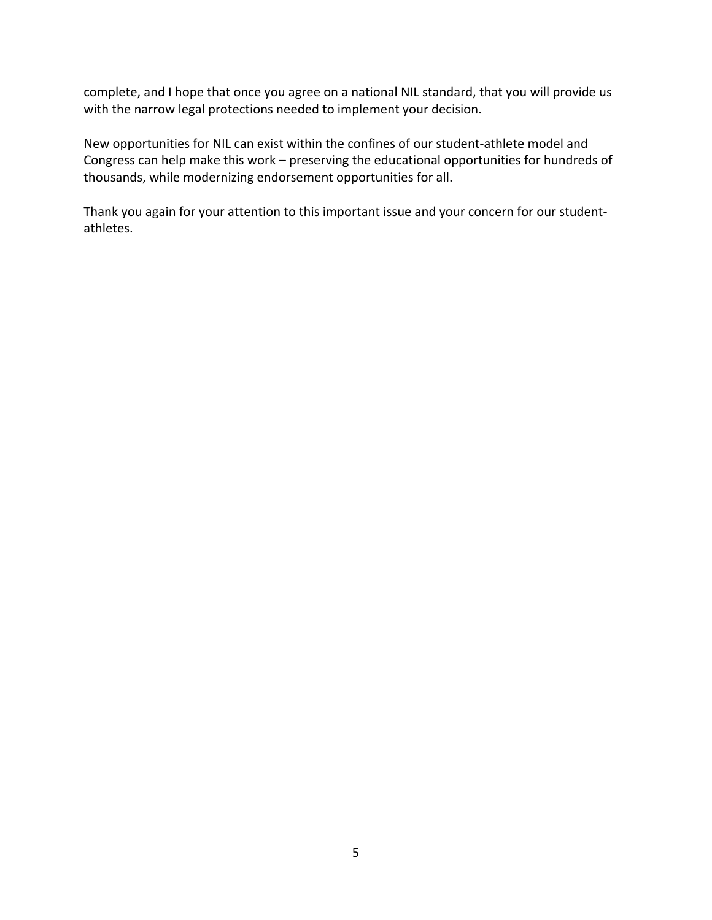complete, and I hope that once you agree on a national NIL standard, that you will provide us with the narrow legal protections needed to implement your decision.

New opportunities for NIL can exist within the confines of our student-athlete model and Congress can help make this work – preserving the educational opportunities for hundreds of thousands, while modernizing endorsement opportunities for all.

Thank you again for your attention to this important issue and your concern for our student-athletes.